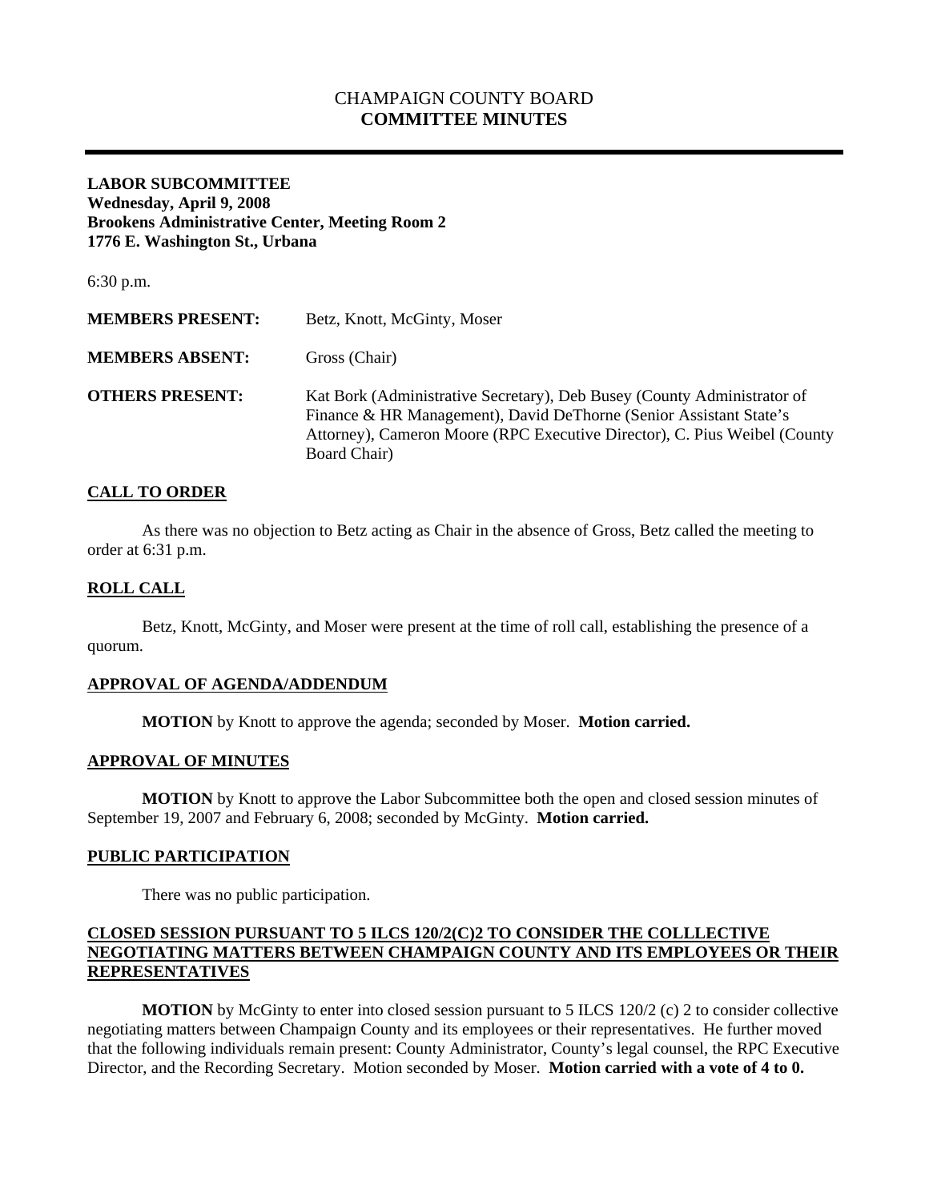# CHAMPAIGN COUNTY BOARD
## COMMITTEE MINUTES

---

**LABOR SUBCOMMITTEE**
**Wednesday, April 9, 2008**
**Brookens Administrative Center, Meeting Room 2**
**1776 E. Washington St., Urbana**

6:30 p.m.

| | |
|---|---|
| **MEMBERS PRESENT:** | Betz, Knott, McGinty, Moser |
| **MEMBERS ABSENT:** | Gross (Chair) |
| **OTHERS PRESENT:** | Kat Bork (Administrative Secretary), Deb Busey (County Administrator of Finance & HR Management), David DeThorne (Senior Assistant State's Attorney), Cameron Moore (RPC Executive Director), C. Pius Weibel (County Board Chair) |

### CALL TO ORDER

As there was no objection to Betz acting as Chair in the absence of Gross, Betz called the meeting to order at 6:31 p.m.

### ROLL CALL

Betz, Knott, McGinty, and Moser were present at the time of roll call, establishing the presence of a quorum.

### APPROVAL OF AGENDA/ADDENDUM

**MOTION** by Knott to approve the agenda; seconded by Moser. **Motion carried.**

### APPROVAL OF MINUTES

**MOTION** by Knott to approve the Labor Subcommittee both the open and closed session minutes of September 19, 2007 and February 6, 2008; seconded by McGinty. **Motion carried.**

### PUBLIC PARTICIPATION

There was no public participation.

### CLOSED SESSION PURSUANT TO 5 ILCS 120/2(C)2 TO CONSIDER THE COLLLECTIVE NEGOTIATING MATTERS BETWEEN CHAMPAIGN COUNTY AND ITS EMPLOYEES OR THEIR REPRESENTATIVES

**MOTION** by McGinty to enter into closed session pursuant to 5 ILCS 120/2 (c) 2 to consider collective negotiating matters between Champaign County and its employees or their representatives. He further moved that the following individuals remain present: County Administrator, County's legal counsel, the RPC Executive Director, and the Recording Secretary. Motion seconded by Moser. **Motion carried with a vote of 4 to 0.**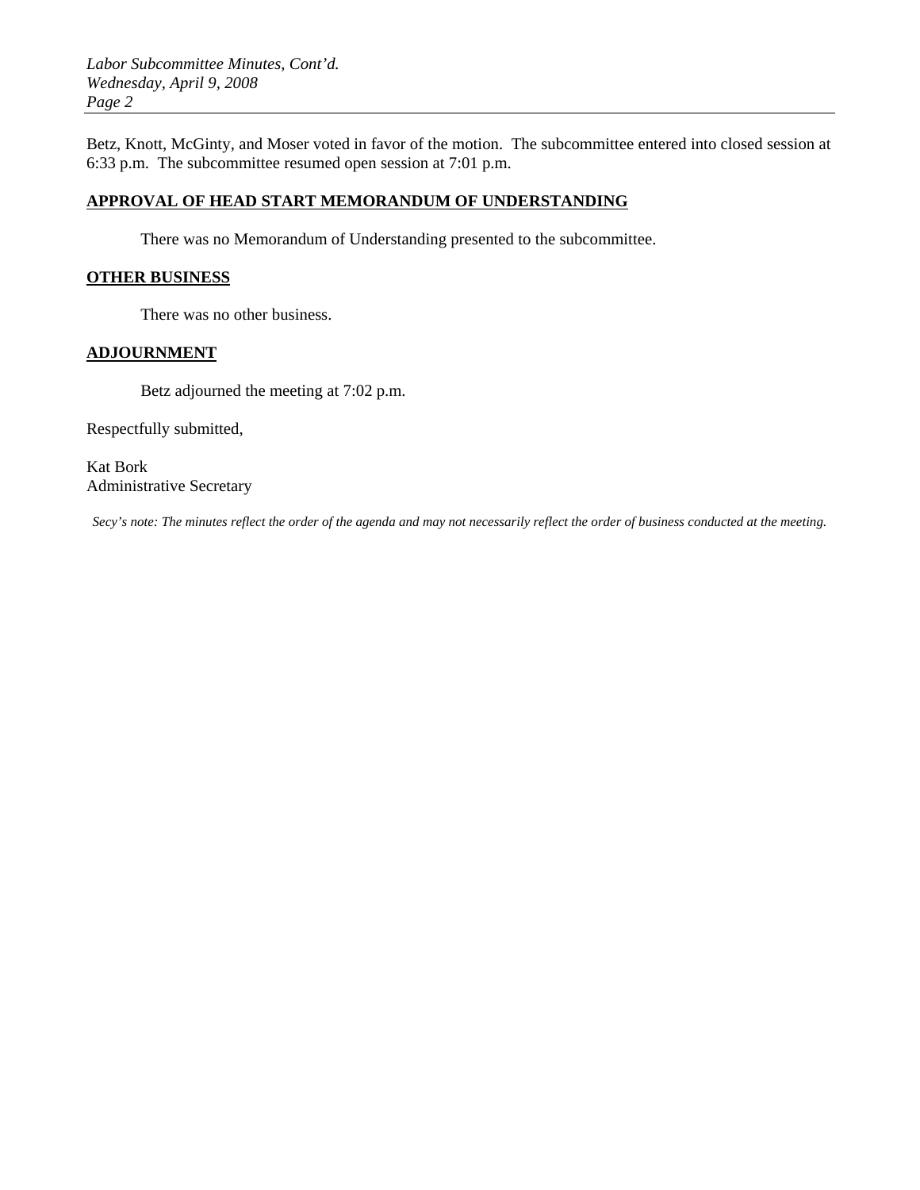Betz, Knott, McGinty, and Moser voted in favor of the motion. The subcommittee entered into closed session at 6:33 p.m. The subcommittee resumed open session at 7:01 p.m.

**APPROVAL OF HEAD START MEMORANDUM OF UNDERSTANDING**

There was no Memorandum of Understanding presented to the subcommittee.

**OTHER BUSINESS**

There was no other business.

**ADJOURNMENT**

Betz adjourned the meeting at 7:02 p.m.

Respectfully submitted,

Kat Bork
Administrative Secretary

*Secy's note: The minutes reflect the order of the agenda and may not necessarily reflect the order of business conducted at the meeting.*